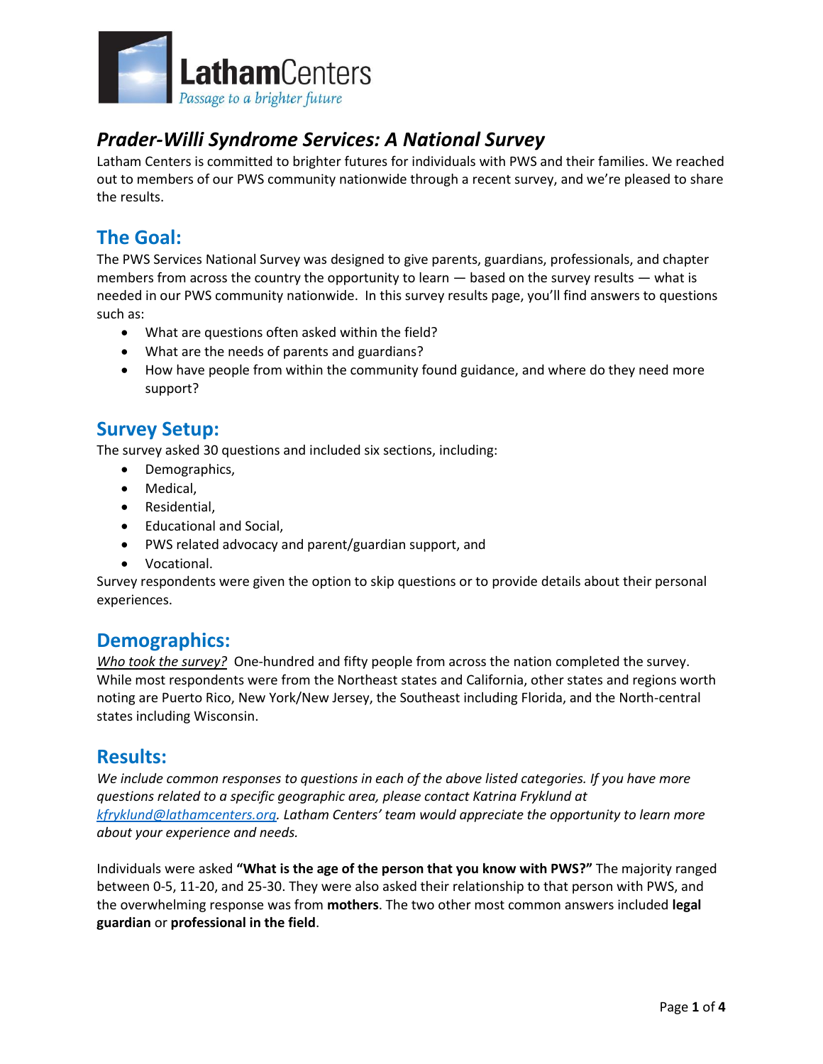# Prader-Willi Syndrome Services: A National Survey

Latham Centers is committed to brighter futures for individuals with PWS and their families. We reached out to members of our PWS community nationwide through a recent survey, and we're pleased to share the results.

## The Goal:

The PWS Services National Survey was designed to give parents, guardians, professionals, and chapter members from across the country the opportunity to learn — based on the survey results — what is needed in our PWS community nationwide. In this survey results page, you'll find answers to questions such as:

- What are questions often asked within the field?
- What are the needs of parents and guardians?
- How have people from within the community found guidance, and where do they need more support?

## Survey Setup:

The survey asked 30 questions and included six sections, including:

- Demographics,
- Medical,
- Residential,
- Educational and Social,
- PWS related advocacy and parent/guardian support, and
- Vocational.

Survey respondents were given the option to skip questions or to provide details about their personal experiences.

## Demographics:

*Who took the survey?* One-hundred and fifty people from across the nation completed the survey. While most respondents were from the Northeast states and California, other states and regions worth noting are Puerto Rico, New York/New Jersey, the Southeast including Florida, and the North-central states including Wisconsin.

## Results:

*We include common responses to questions in each of the above listed categories. If you have more questions related to a specific geographic area, please contact Katrina Fryklund at kfryklund@lathamcenters.org. Latham Centers' team would appreciate the opportunity to learn more about your experience and needs.*

Individuals were asked **"What is the age of the person that you know with PWS?"** The majority ranged between 0-5, 11-20, and 25-30. They were also asked their relationship to that person with PWS, and the overwhelming response was from **mothers**. The two other most common answers included **legal guardian** or **professional in the field**.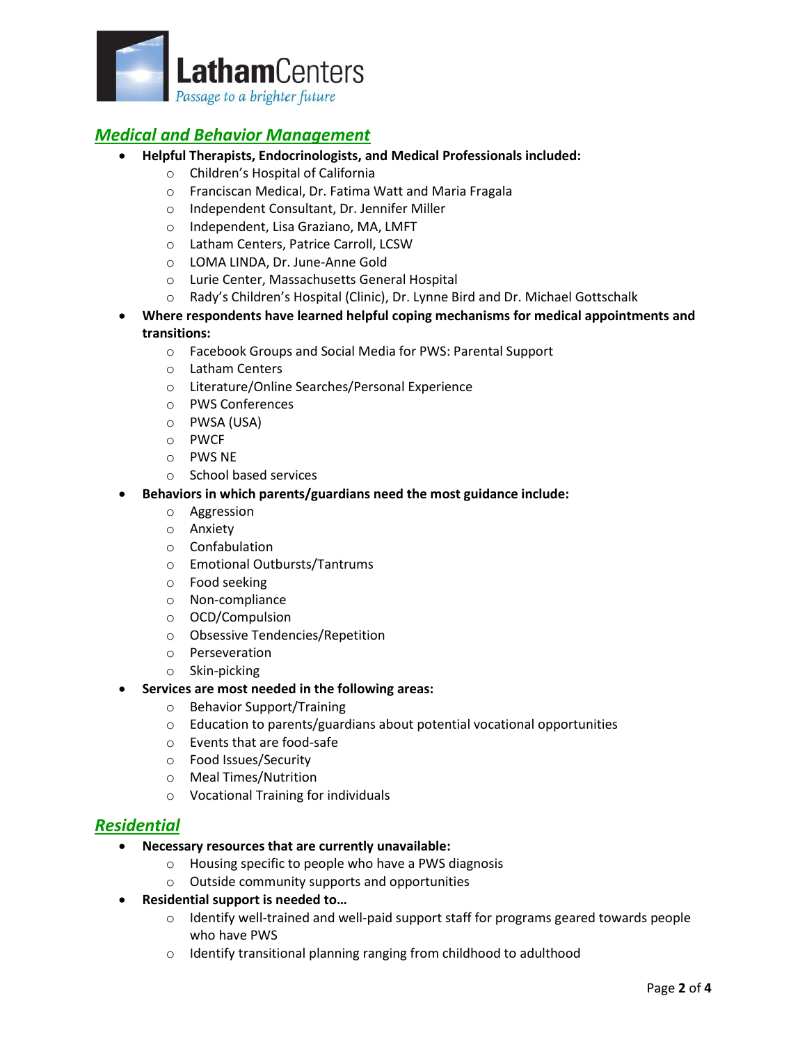## ***Medical and Behavior Management***

- **Helpful Therapists, Endocrinologists, and Medical Professionals included:**
  - Children's Hospital of California
  - Franciscan Medical, Dr. Fatima Watt and Maria Fragala
  - Independent Consultant, Dr. Jennifer Miller
  - Independent, Lisa Graziano, MA, LMFT
  - Latham Centers, Patrice Carroll, LCSW
  - LOMA LINDA, Dr. June-Anne Gold
  - Lurie Center, Massachusetts General Hospital
  - Rady's Children's Hospital (Clinic), Dr. Lynne Bird and Dr. Michael Gottschalk
- **Where respondents have learned helpful coping mechanisms for medical appointments and transitions:**
  - Facebook Groups and Social Media for PWS: Parental Support
  - Latham Centers
  - Literature/Online Searches/Personal Experience
  - PWS Conferences
  - PWSA (USA)
  - PWCF
  - PWS NE
  - School based services
- **Behaviors in which parents/guardians need the most guidance include:**
  - Aggression
  - Anxiety
  - Confabulation
  - Emotional Outbursts/Tantrums
  - Food seeking
  - Non-compliance
  - OCD/Compulsion
  - Obsessive Tendencies/Repetition
  - Perseveration
  - Skin-picking
- **Services are most needed in the following areas:**
  - Behavior Support/Training
  - Education to parents/guardians about potential vocational opportunities
  - Events that are food-safe
  - Food Issues/Security
  - Meal Times/Nutrition
  - Vocational Training for individuals

## ***Residential***

- **Necessary resources that are currently unavailable:**
  - Housing specific to people who have a PWS diagnosis
  - Outside community supports and opportunities
- **Residential support is needed to…**
  - Identify well-trained and well-paid support staff for programs geared towards people who have PWS
  - Identify transitional planning ranging from childhood to adulthood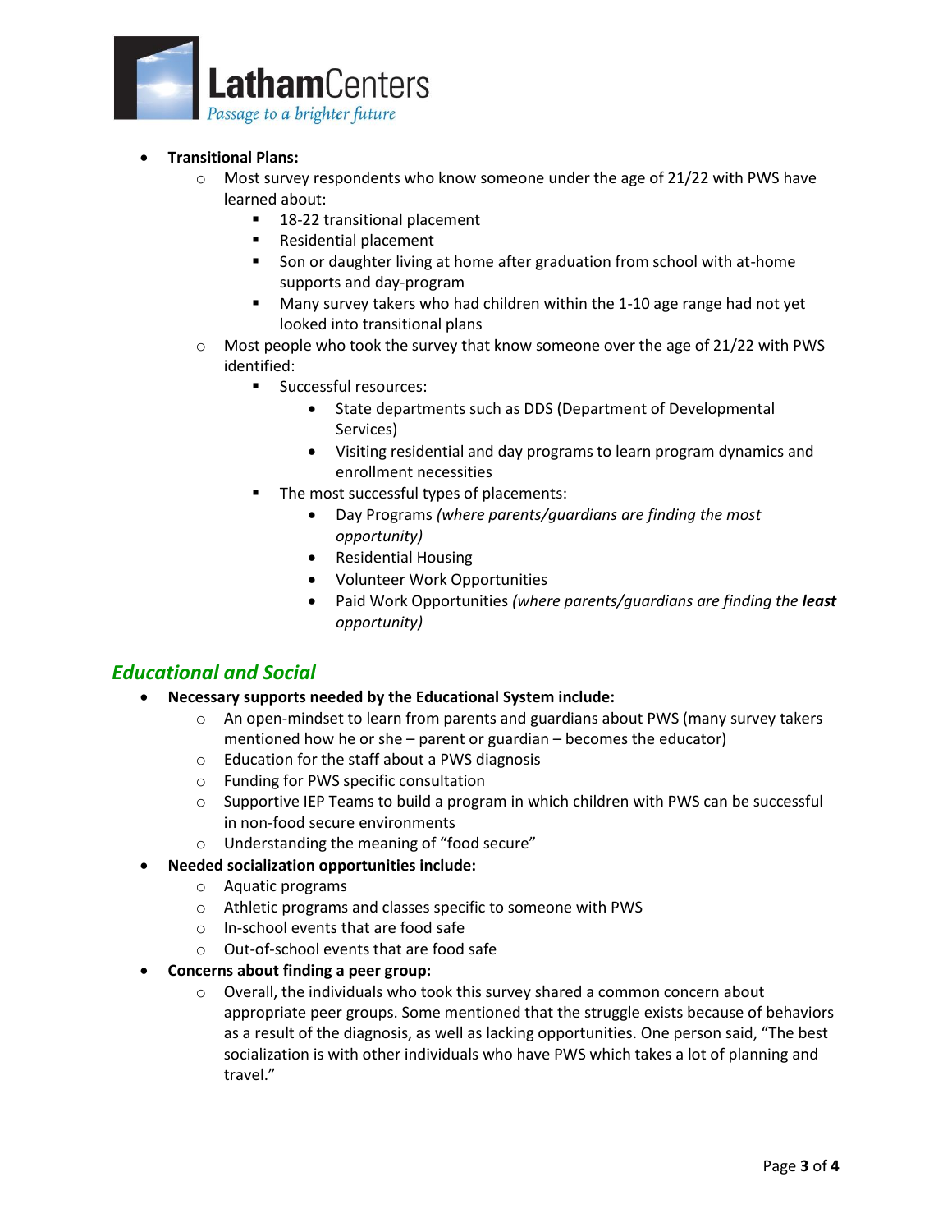- **Transitional Plans:**
  - Most survey respondents who know someone under the age of 21/22 with PWS have learned about:
    - 18-22 transitional placement
    - Residential placement
    - Son or daughter living at home after graduation from school with at-home supports and day-program
    - Many survey takers who had children within the 1-10 age range had not yet looked into transitional plans
  - Most people who took the survey that know someone over the age of 21/22 with PWS identified:
    - Successful resources:
      - State departments such as DDS (Department of Developmental Services)
      - Visiting residential and day programs to learn program dynamics and enrollment necessities
    - The most successful types of placements:
      - Day Programs *(where parents/guardians are finding the most opportunity)*
      - Residential Housing
      - Volunteer Work Opportunities
      - Paid Work Opportunities *(where parents/guardians are finding the **least** opportunity)*

## *Educational and Social*

- **Necessary supports needed by the Educational System include:**
  - An open-mindset to learn from parents and guardians about PWS (many survey takers mentioned how he or she – parent or guardian – becomes the educator)
  - Education for the staff about a PWS diagnosis
  - Funding for PWS specific consultation
  - Supportive IEP Teams to build a program in which children with PWS can be successful in non-food secure environments
  - Understanding the meaning of "food secure"
- **Needed socialization opportunities include:**
  - Aquatic programs
  - Athletic programs and classes specific to someone with PWS
  - In-school events that are food safe
  - Out-of-school events that are food safe
- **Concerns about finding a peer group:**
  - Overall, the individuals who took this survey shared a common concern about appropriate peer groups. Some mentioned that the struggle exists because of behaviors as a result of the diagnosis, as well as lacking opportunities. One person said, "The best socialization is with other individuals who have PWS which takes a lot of planning and travel."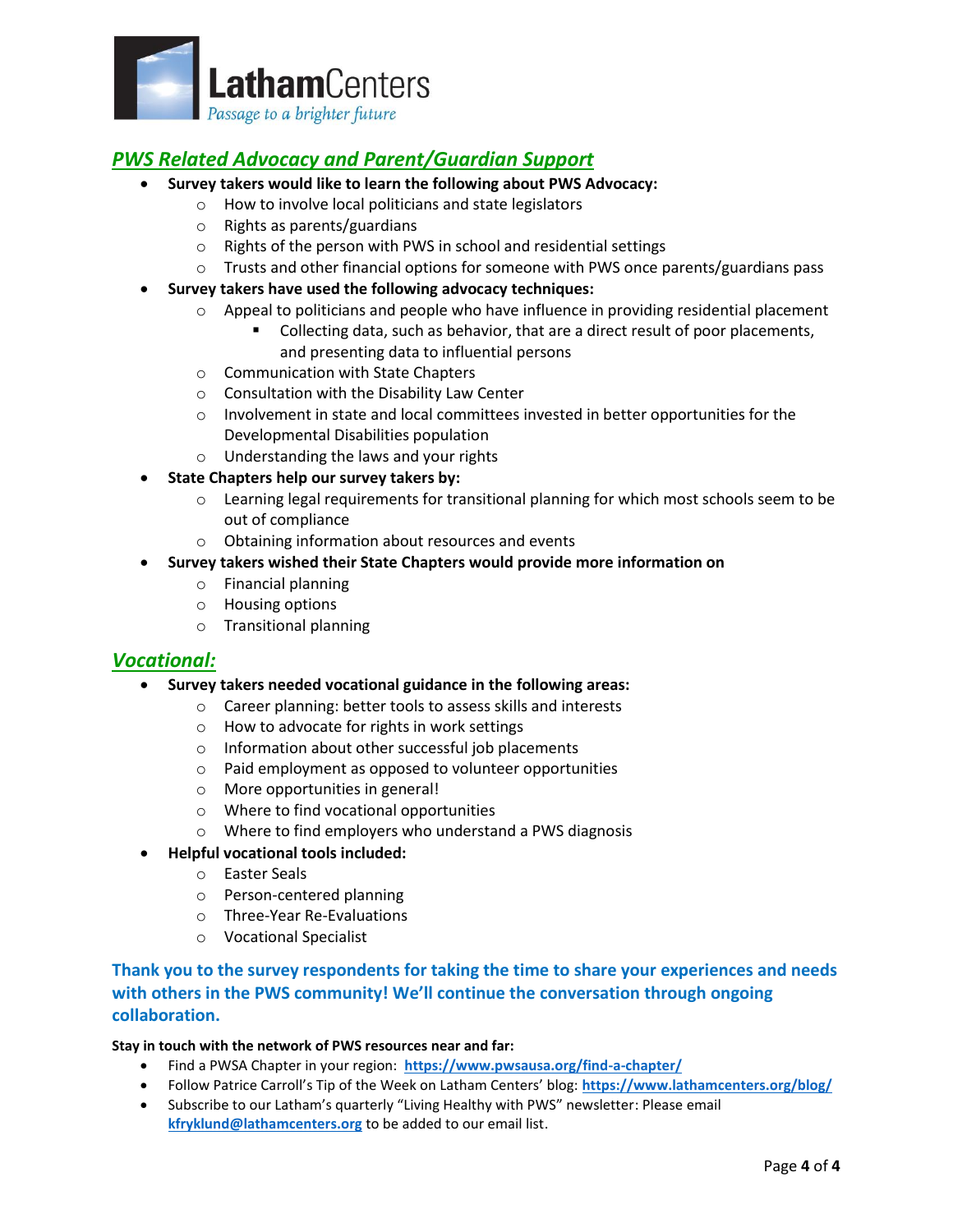LathamCenters
*Passage to a brighter future*

## ***PWS Related Advocacy and Parent/Guardian Support***

- **Survey takers would like to learn the following about PWS Advocacy:**
  - How to involve local politicians and state legislators
  - Rights as parents/guardians
  - Rights of the person with PWS in school and residential settings
  - Trusts and other financial options for someone with PWS once parents/guardians pass
- **Survey takers have used the following advocacy techniques:**
  - Appeal to politicians and people who have influence in providing residential placement
    - Collecting data, such as behavior, that are a direct result of poor placements, and presenting data to influential persons
  - Communication with State Chapters
  - Consultation with the Disability Law Center
  - Involvement in state and local committees invested in better opportunities for the Developmental Disabilities population
  - Understanding the laws and your rights
- **State Chapters help our survey takers by:**
  - Learning legal requirements for transitional planning for which most schools seem to be out of compliance
  - Obtaining information about resources and events
- **Survey takers wished their State Chapters would provide more information on**
  - Financial planning
  - Housing options
  - Transitional planning

## ***Vocational:***

- **Survey takers needed vocational guidance in the following areas:**
  - Career planning: better tools to assess skills and interests
  - How to advocate for rights in work settings
  - Information about other successful job placements
  - Paid employment as opposed to volunteer opportunities
  - More opportunities in general!
  - Where to find vocational opportunities
  - Where to find employers who understand a PWS diagnosis
- **Helpful vocational tools included:**
  - Easter Seals
  - Person-centered planning
  - Three-Year Re-Evaluations
  - Vocational Specialist

**Thank you to the survey respondents for taking the time to share your experiences and needs with others in the PWS community! We'll continue the conversation through ongoing collaboration.**

**Stay in touch with the network of PWS resources near and far:**

- Find a PWSA Chapter in your region: **https://www.pwsausa.org/find-a-chapter/**
- Follow Patrice Carroll's Tip of the Week on Latham Centers' blog: **https://www.lathamcenters.org/blog/**
- Subscribe to our Latham's quarterly "Living Healthy with PWS" newsletter: Please email **kfryklund@lathamcenters.org** to be added to our email list.